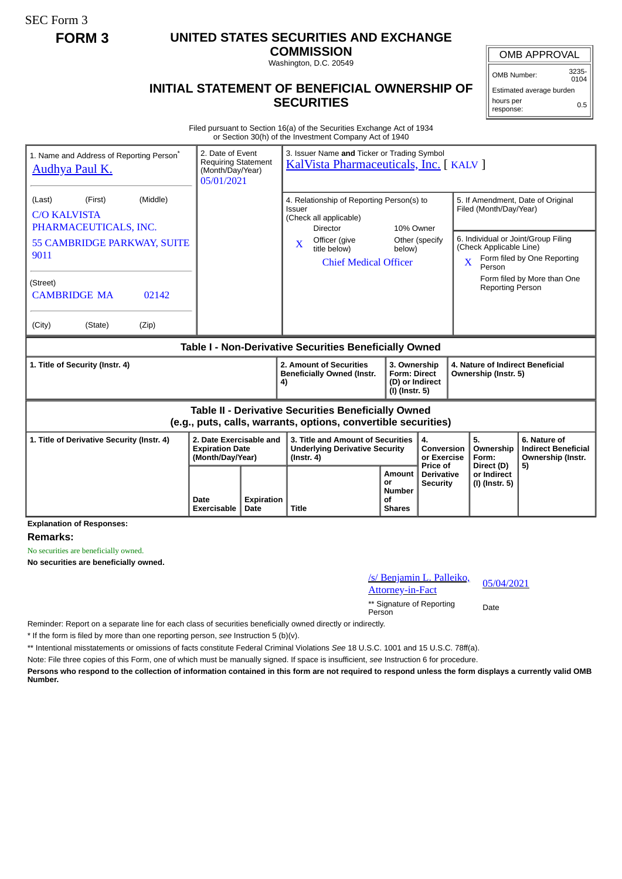SEC Form 3

**FORM 3**

# UNITED STATES SECURITIES AND EXCHANGE COMMISSION

Washington, D.C. 20549

## INITIAL STATEMENT OF BENEFICIAL OWNERSHIP OF SECURITIES

| OMB APPROVAL | |
|---|---|
| OMB Number: | 3235-0104 |
| Estimated average burden | |
| hours per response: | 0.5 |

Filed pursuant to Section 16(a) of the Securities Exchange Act of 1934
or Section 30(h) of the Investment Company Act of 1940

| 1. Name and Address of Reporting Person* | 2. Date of Event Requiring Statement (Month/Day/Year) | 3. Issuer Name **and** Ticker or Trading Symbol |
|---|---|---|
| Audhya Paul K. | 05/01/2021 | KalVista Pharmaceuticals, Inc. [ KALV ] |
| (Last) (First) (Middle) C/O KALVISTA PHARMACEUTICALS, INC. 55 CAMBRIDGE PARKWAY, SUITE 9011 | | 4. Relationship of Reporting Person(s) to Issuer (Check all applicable) Director; 10% Owner; X Officer (give title below); Other (specify below) — Chief Medical Officer |
| (Street) CAMBRIDGE MA 02142 | | 5. If Amendment, Date of Original Filed (Month/Day/Year) |
| (City) (State) (Zip) | | 6. Individual or Joint/Group Filing (Check Applicable Line) X Form filed by One Reporting Person; Form filed by More than One Reporting Person |

### Table I - Non-Derivative Securities Beneficially Owned

| 1. Title of Security (Instr. 4) | 2. Amount of Securities Beneficially Owned (Instr. 4) | 3. Ownership Form: Direct (D) or Indirect (I) (Instr. 5) | 4. Nature of Indirect Beneficial Ownership (Instr. 5) |
|---|---|---|---|

### Table II - Derivative Securities Beneficially Owned (e.g., puts, calls, warrants, options, convertible securities)

| 1. Title of Derivative Security (Instr. 4) | 2. Date Exercisable and Expiration Date (Month/Day/Year) | | 3. Title and Amount of Securities Underlying Derivative Security (Instr. 4) | | 4. Conversion or Exercise Price of Derivative Security | 5. Ownership Form: Direct (D) or Indirect (I) (Instr. 5) | 6. Nature of Indirect Beneficial Ownership (Instr. 5) |
|---|---|---|---|---|---|---|---|
| | Date Exercisable | Expiration Date | Title | Amount or Number of Shares | | | |

**Explanation of Responses:**

**Remarks:**

No securities are beneficially owned.

**No securities are beneficially owned.**

| /s/ Benjamin L. Palleiko, Attorney-in-Fact | 05/04/2021 |
|---|---|
| ** Signature of Reporting Person | Date |

Reminder: Report on a separate line for each class of securities beneficially owned directly or indirectly.

\* If the form is filed by more than one reporting person, *see* Instruction 5 (b)(v).

** Intentional misstatements or omissions of facts constitute Federal Criminal Violations *See* 18 U.S.C. 1001 and 15 U.S.C. 78ff(a).

Note: File three copies of this Form, one of which must be manually signed. If space is insufficient, *see* Instruction 6 for procedure.

**Persons who respond to the collection of information contained in this form are not required to respond unless the form displays a currently valid OMB Number.**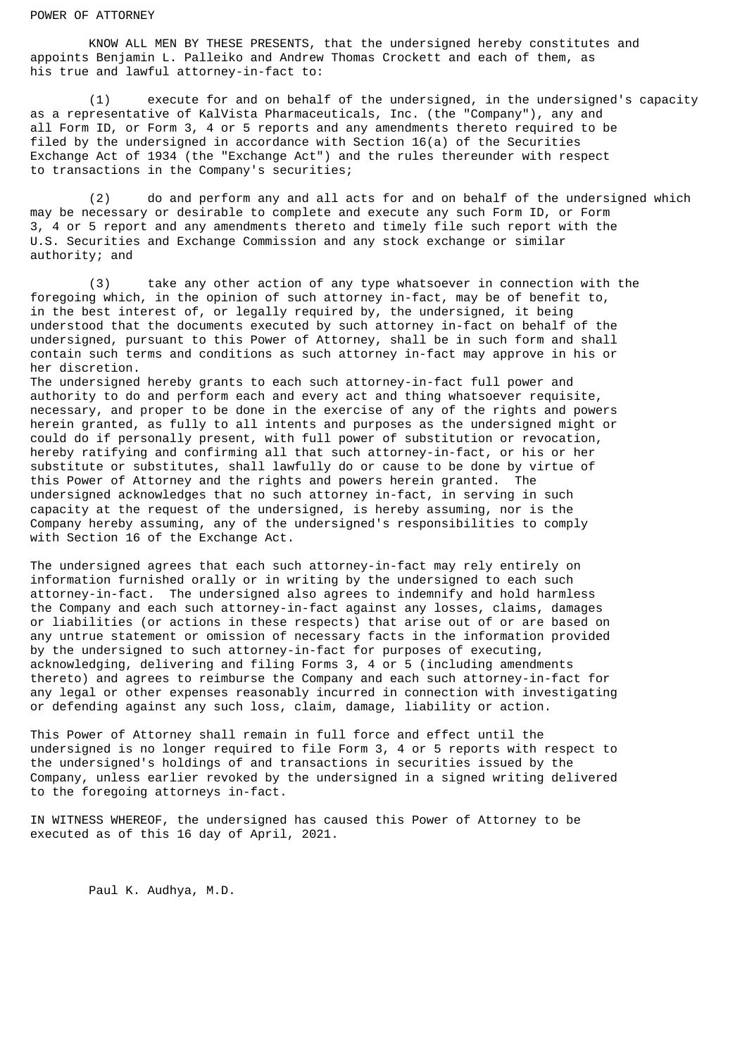# POWER OF ATTORNEY

KNOW ALL MEN BY THESE PRESENTS, that the undersigned hereby constitutes and appoints Benjamin L. Palleiko and Andrew Thomas Crockett and each of them, as his true and lawful attorney-in-fact to:

(1) execute for and on behalf of the undersigned, in the undersigned's capacity as a representative of KalVista Pharmaceuticals, Inc. (the "Company"), any and all Form ID, or Form 3, 4 or 5 reports and any amendments thereto required to be filed by the undersigned in accordance with Section 16(a) of the Securities Exchange Act of 1934 (the "Exchange Act") and the rules thereunder with respect to transactions in the Company's securities;

(2) do and perform any and all acts for and on behalf of the undersigned which may be necessary or desirable to complete and execute any such Form ID, or Form 3, 4 or 5 report and any amendments thereto and timely file such report with the U.S. Securities and Exchange Commission and any stock exchange or similar authority; and

(3) take any other action of any type whatsoever in connection with the foregoing which, in the opinion of such attorney in-fact, may be of benefit to, in the best interest of, or legally required by, the undersigned, it being understood that the documents executed by such attorney in-fact on behalf of the undersigned, pursuant to this Power of Attorney, shall be in such form and shall contain such terms and conditions as such attorney in-fact may approve in his or her discretion.

The undersigned hereby grants to each such attorney-in-fact full power and authority to do and perform each and every act and thing whatsoever requisite, necessary, and proper to be done in the exercise of any of the rights and powers herein granted, as fully to all intents and purposes as the undersigned might or could do if personally present, with full power of substitution or revocation, hereby ratifying and confirming all that such attorney-in-fact, or his or her substitute or substitutes, shall lawfully do or cause to be done by virtue of this Power of Attorney and the rights and powers herein granted. The undersigned acknowledges that no such attorney in-fact, in serving in such capacity at the request of the undersigned, is hereby assuming, nor is the Company hereby assuming, any of the undersigned's responsibilities to comply with Section 16 of the Exchange Act.

The undersigned agrees that each such attorney-in-fact may rely entirely on information furnished orally or in writing by the undersigned to each such attorney-in-fact. The undersigned also agrees to indemnify and hold harmless the Company and each such attorney-in-fact against any losses, claims, damages or liabilities (or actions in these respects) that arise out of or are based on any untrue statement or omission of necessary facts in the information provided by the undersigned to such attorney-in-fact for purposes of executing, acknowledging, delivering and filing Forms 3, 4 or 5 (including amendments thereto) and agrees to reimburse the Company and each such attorney-in-fact for any legal or other expenses reasonably incurred in connection with investigating or defending against any such loss, claim, damage, liability or action.

This Power of Attorney shall remain in full force and effect until the undersigned is no longer required to file Form 3, 4 or 5 reports with respect to the undersigned's holdings of and transactions in securities issued by the Company, unless earlier revoked by the undersigned in a signed writing delivered to the foregoing attorneys in-fact.

IN WITNESS WHEREOF, the undersigned has caused this Power of Attorney to be executed as of this 16 day of April, 2021.

Paul K. Audhya, M.D.